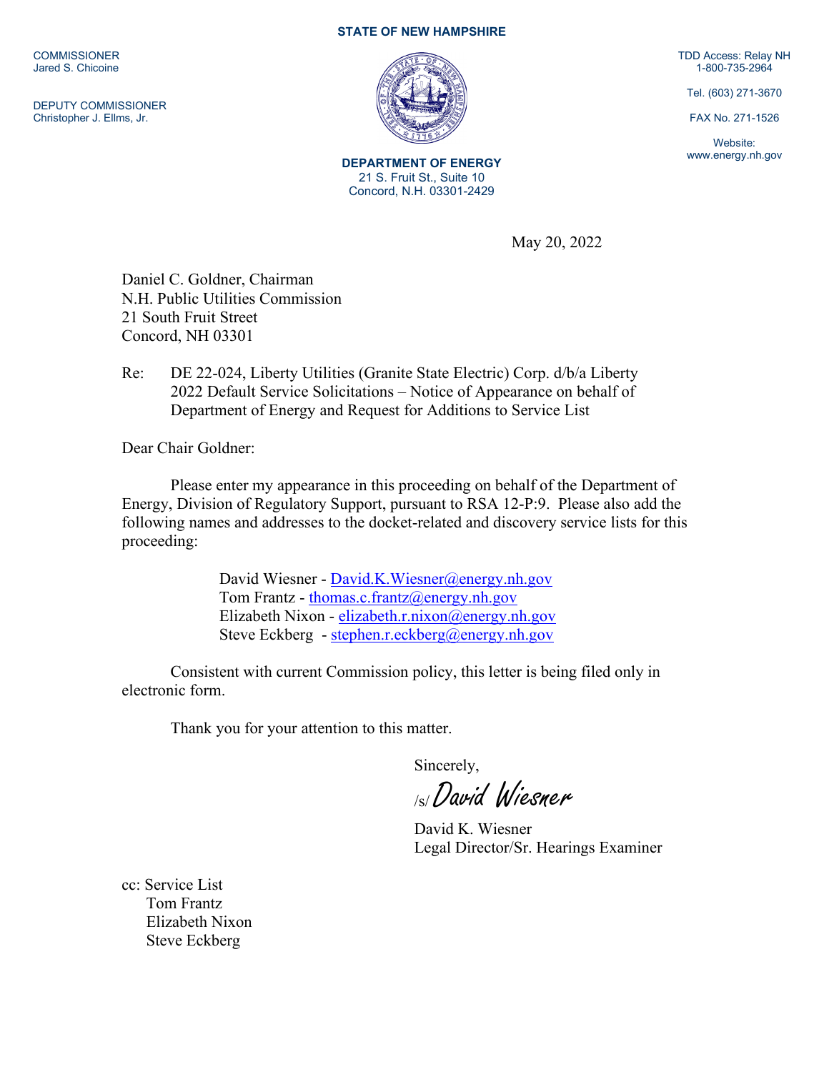COMMISSIONER
Jared S. Chicoine

DEPUTY COMMISSIONER
Christopher J. Ellms, Jr.

**STATE OF NEW HAMPSHIRE**

**DEPARTMENT OF ENERGY**
21 S. Fruit St., Suite 10
Concord, N.H. 03301-2429

TDD Access: Relay NH
1-800-735-2964

Tel. (603) 271-3670

FAX No. 271-1526

Website:
www.energy.nh.gov

May 20, 2022

Daniel C. Goldner, Chairman
N.H. Public Utilities Commission
21 South Fruit Street
Concord, NH 03301

Re: DE 22-024, Liberty Utilities (Granite State Electric) Corp. d/b/a Liberty 2022 Default Service Solicitations – Notice of Appearance on behalf of Department of Energy and Request for Additions to Service List

Dear Chair Goldner:

Please enter my appearance in this proceeding on behalf of the Department of Energy, Division of Regulatory Support, pursuant to RSA 12-P:9. Please also add the following names and addresses to the docket-related and discovery service lists for this proceeding:

David Wiesner - David.K.Wiesner@energy.nh.gov
Tom Frantz - thomas.c.frantz@energy.nh.gov
Elizabeth Nixon - elizabeth.r.nixon@energy.nh.gov
Steve Eckberg - stephen.r.eckberg@energy.nh.gov

Consistent with current Commission policy, this letter is being filed only in electronic form.

Thank you for your attention to this matter.

Sincerely,

/s/ *David Wiesner*

David K. Wiesner
Legal Director/Sr. Hearings Examiner

cc: Service List
Tom Frantz
Elizabeth Nixon
Steve Eckberg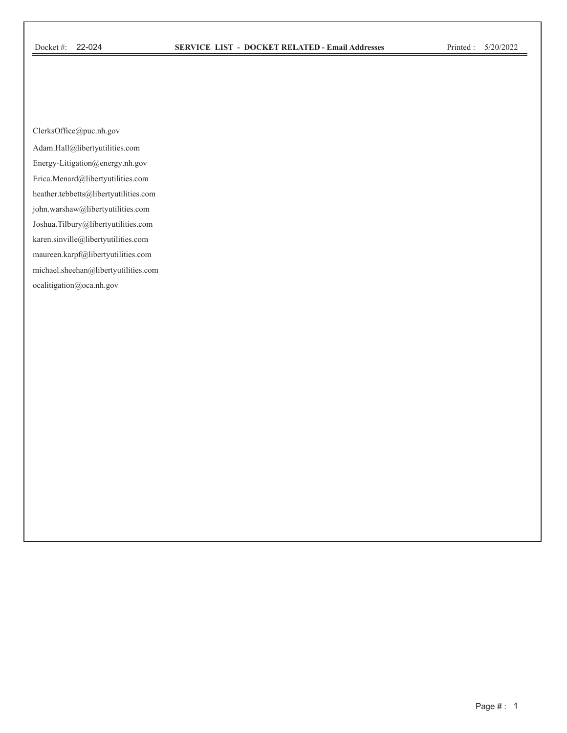Docket #: 22-024 **SERVICE LIST - DOCKET RELATED - Email Addresses** Printed : 5/20/2022

ClerksOffice@puc.nh.gov

Adam.Hall@libertyutilities.com

Energy-Litigation@energy.nh.gov

Erica.Menard@libertyutilities.com

heather.tebbetts@libertyutilities.com

john.warshaw@libertyutilities.com

Joshua.Tilbury@libertyutilities.com

karen.sinville@libertyutilities.com

maureen.karpf@libertyutilities.com

michael.sheehan@libertyutilities.com

ocalitigation@oca.nh.gov